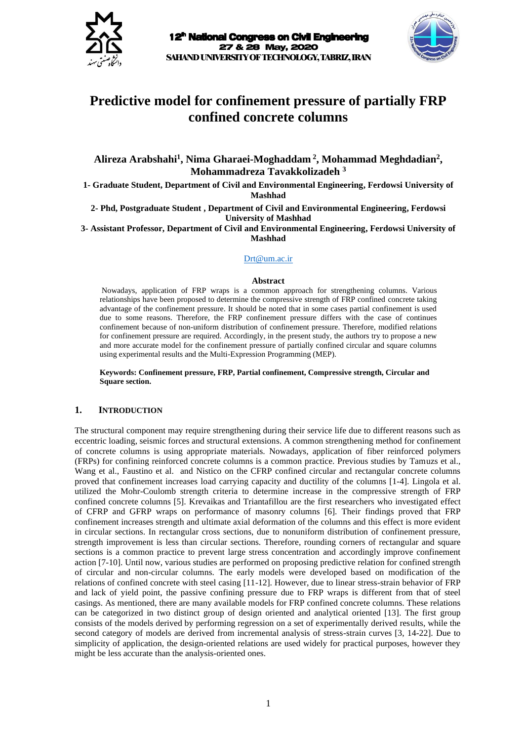# Predictive model for confinement pressure of partially FRP confined concrete columns

**Alireza Arabshahi[1], Nima Gharaei-Moghaddam [2], Mohammad Meghdadian[2], Mohammadreza Tavakkolizadeh [3]**

**1- Graduate Student, Department of Civil and Environmental Engineering, Ferdowsi University of Mashhad**

**2- Phd, Postgraduate Student , Department of Civil and Environmental Engineering, Ferdowsi University of Mashhad**

**3- Assistant Professor, Department of Civil and Environmental Engineering, Ferdowsi University of Mashhad**

Drt@um.ac.ir

**Abstract**

Nowadays, application of FRP wraps is a common approach for strengthening columns. Various relationships have been proposed to determine the compressive strength of FRP confined concrete taking advantage of the confinement pressure. It should be noted that in some cases partial confinement is used due to some reasons. Therefore, the FRP confinement pressure differs with the case of continues confinement because of non-uniform distribution of confinement pressure. Therefore, modified relations for confinement pressure are required. Accordingly, in the present study, the authors try to propose a new and more accurate model for the confinement pressure of partially confined circular and square columns using experimental results and the Multi-Expression Programming (MEP).

**Keywords: Confinement pressure, FRP, Partial confinement, Compressive strength, Circular and Square section.**

## 1. INTRODUCTION

The structural component may require strengthening during their service life due to different reasons such as eccentric loading, seismic forces and structural extensions. A common strengthening method for confinement of concrete columns is using appropriate materials. Nowadays, application of fiber reinforced polymers (FRPs) for confining reinforced concrete columns is a common practice. Previous studies by Tamuzs et al., Wang et al., Faustino et al. and Nistico on the CFRP confined circular and rectangular concrete columns proved that confinement increases load carrying capacity and ductility of the columns [1-4]. Lingola et al. utilized the Mohr-Coulomb strength criteria to determine increase in the compressive strength of FRP confined concrete columns [5]. Krevaikas and Triantafillou are the first researchers who investigated effect of CFRP and GFRP wraps on performance of masonry columns [6]. Their findings proved that FRP confinement increases strength and ultimate axial deformation of the columns and this effect is more evident in circular sections. In rectangular cross sections, due to nonuniform distribution of confinement pressure, strength improvement is less than circular sections. Therefore, rounding corners of rectangular and square sections is a common practice to prevent large stress concentration and accordingly improve confinement action [7-10]. Until now, various studies are performed on proposing predictive relation for confined strength of circular and non-circular columns. The early models were developed based on modification of the relations of confined concrete with steel casing [11-12]. However, due to linear stress-strain behavior of FRP and lack of yield point, the passive confining pressure due to FRP wraps is different from that of steel casings. As mentioned, there are many available models for FRP confined concrete columns. These relations can be categorized in two distinct group of design oriented and analytical oriented [13]. The first group consists of the models derived by performing regression on a set of experimentally derived results, while the second category of models are derived from incremental analysis of stress-strain curves [3, 14-22]. Due to simplicity of application, the design-oriented relations are used widely for practical purposes, however they might be less accurate than the analysis-oriented ones.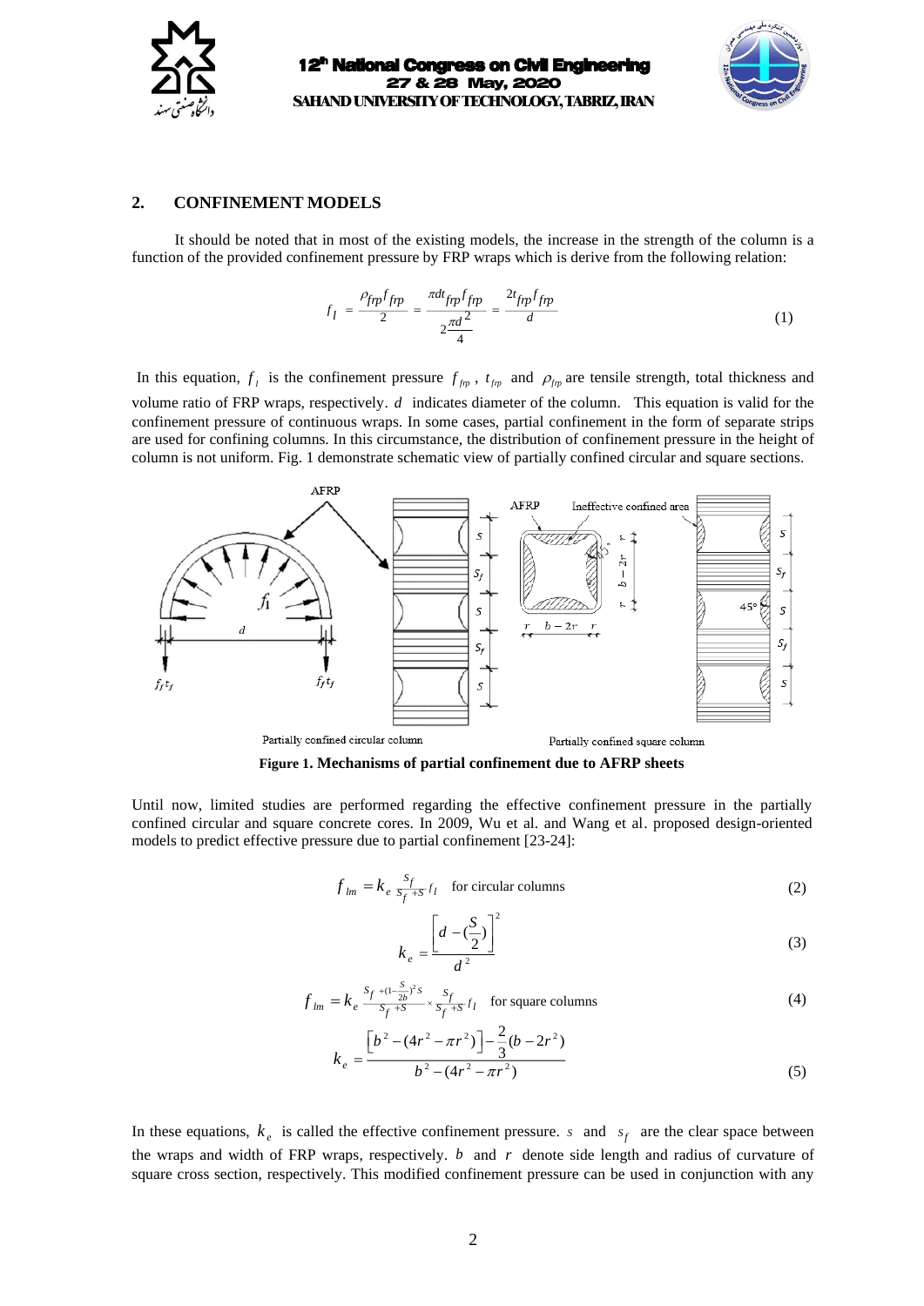## 2. CONFINEMENT MODELS

It should be noted that in most of the existing models, the increase in the strength of the column is a function of the provided confinement pressure by FRP wraps which is derive from the following relation:

$$f_l = \frac{\rho_{frp} f_{frp}}{2} = \frac{\pi d t_{frp} f_{frp}}{2\frac{\pi d^2}{4}} = \frac{2 t_{frp} f_{frp}}{d} \tag{1}$$

In this equation, $f_l$ is the confinement pressure $f_{frp}$, $t_{frp}$ and $\rho_{frp}$ are tensile strength, total thickness and volume ratio of FRP wraps, respectively. $d$ indicates diameter of the column. This equation is valid for the confinement pressure of continuous wraps. In some cases, partial confinement in the form of separate strips are used for confining columns. In this circumstance, the distribution of confinement pressure in the height of column is not uniform. Fig. 1 demonstrate schematic view of partially confined circular and square sections.

**Figure 1. Mechanisms of partial confinement due to AFRP sheets**

Until now, limited studies are performed regarding the effective confinement pressure in the partially confined circular and square concrete cores. In 2009, Wu et al. and Wang et al. proposed design-oriented models to predict effective pressure due to partial confinement [23-24]:

$$f_{lm} = k_e \frac{s_f}{s_f + s} f_l \quad \text{for circular columns} \tag{2}$$

$$k_e = \frac{\left[d - (\frac{S}{2})\right]^2}{d^2} \tag{3}$$

$$f_{lm} = k_e \frac{s_f + (1 - \frac{s}{2b})^2 s}{s_f + s} \times \frac{s_f}{s_f + s} f_l \quad \text{for square columns} \tag{4}$$

$$k_e = \frac{\left[b^2 - (4r^2 - \pi r^2)\right] - \frac{2}{3}(b - 2r^2)}{b^2 - (4r^2 - \pi r^2)} \tag{5}$$

In these equations, $k_e$ is called the effective confinement pressure. $s$ and $s_f$ are the clear space between the wraps and width of FRP wraps, respectively. $b$ and $r$ denote side length and radius of curvature of square cross section, respectively. This modified confinement pressure can be used in conjunction with any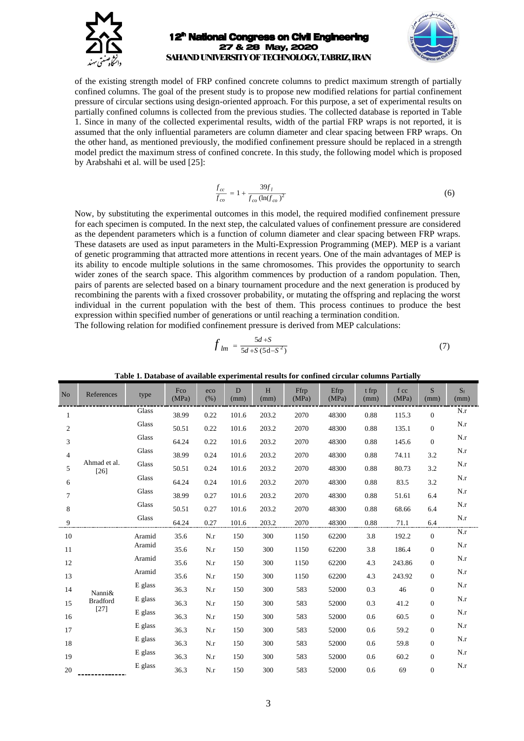of the existing strength model of FRP confined concrete columns to predict maximum strength of partially confined columns. The goal of the present study is to propose new modified relations for partial confinement pressure of circular sections using design-oriented approach. For this purpose, a set of experimental results on partially confined columns is collected from the previous studies. The collected database is reported in Table 1. Since in many of the collected experimental results, width of the partial FRP wraps is not reported, it is assumed that the only influential parameters are column diameter and clear spacing between FRP wraps. On the other hand, as mentioned previously, the modified confinement pressure should be replaced in a strength model predict the maximum stress of confined concrete. In this study, the following model which is proposed by Arabshahi et al. will be used [25]:

$$\frac{f_{cc}}{f_{co}} = 1 + \frac{39 f_l}{f_{co}\,(\ln(f_{co})^2} \tag{6}$$

Now, by substituting the experimental outcomes in this model, the required modified confinement pressure for each specimen is computed. In the next step, the calculated values of confinement pressure are considered as the dependent parameters which is a function of column diameter and clear spacing between FRP wraps. These datasets are used as input parameters in the Multi-Expression Programming (MEP). MEP is a variant of genetic programming that attracted more attentions in recent years. One of the main advantages of MEP is its ability to encode multiple solutions in the same chromosomes. This provides the opportunity to search wider zones of the search space. This algorithm commences by production of a random population. Then, pairs of parents are selected based on a binary tournament procedure and the next generation is produced by recombining the parents with a fixed crossover probability, or mutating the offspring and replacing the worst individual in the current population with the best of them. This process continues to produce the best expression within specified number of generations or until reaching a termination condition.
The following relation for modified confinement pressure is derived from MEP calculations:

$$f_{lm} = \frac{5d + S}{5d + S\,(5\mathrm{d} - S^2)} \tag{7}$$

**Table 1. Database of available experimental results for confined circular columns Partially**

| No | References | type | Fco (MPa) | eco (%) | D (mm) | H (mm) | Ffrp (MPa) | Efrp (MPa) | t frp (mm) | f cc (MPa) | S (mm) | $S_f$ (mm) |
|---|---|---|---|---|---|---|---|---|---|---|---|---|
| 1 | Ahmad et al. [26] | Glass | 38.99 | 0.22 | 101.6 | 203.2 | 2070 | 48300 | 0.88 | 115.3 | 0 | N.r |
| 2 | | Glass | 50.51 | 0.22 | 101.6 | 203.2 | 2070 | 48300 | 0.88 | 135.1 | 0 | N.r |
| 3 | | Glass | 64.24 | 0.22 | 101.6 | 203.2 | 2070 | 48300 | 0.88 | 145.6 | 0 | N.r |
| 4 | | Glass | 38.99 | 0.24 | 101.6 | 203.2 | 2070 | 48300 | 0.88 | 74.11 | 3.2 | N.r |
| 5 | | Glass | 50.51 | 0.24 | 101.6 | 203.2 | 2070 | 48300 | 0.88 | 80.73 | 3.2 | N.r |
| 6 | | Glass | 64.24 | 0.24 | 101.6 | 203.2 | 2070 | 48300 | 0.88 | 83.5 | 3.2 | N.r |
| 7 | | Glass | 38.99 | 0.27 | 101.6 | 203.2 | 2070 | 48300 | 0.88 | 51.61 | 6.4 | N.r |
| 8 | | Glass | 50.51 | 0.27 | 101.6 | 203.2 | 2070 | 48300 | 0.88 | 68.66 | 6.4 | N.r |
| 9 | | Glass | 64.24 | 0.27 | 101.6 | 203.2 | 2070 | 48300 | 0.88 | 71.1 | 6.4 | N.r |
| 10 | Nanni& Bradford [27] | Aramid | 35.6 | N.r | 150 | 300 | 1150 | 62200 | 3.8 | 192.2 | 0 | N.r |
| 11 | | Aramid | 35.6 | N.r | 150 | 300 | 1150 | 62200 | 3.8 | 186.4 | 0 | N.r |
| 12 | | Aramid | 35.6 | N.r | 150 | 300 | 1150 | 62200 | 4.3 | 243.86 | 0 | N.r |
| 13 | | Aramid | 35.6 | N.r | 150 | 300 | 1150 | 62200 | 4.3 | 243.92 | 0 | N.r |
| 14 | | E glass | 36.3 | N.r | 150 | 300 | 583 | 52000 | 0.3 | 46 | 0 | N.r |
| 15 | | E glass | 36.3 | N.r | 150 | 300 | 583 | 52000 | 0.3 | 41.2 | 0 | N.r |
| 16 | | E glass | 36.3 | N.r | 150 | 300 | 583 | 52000 | 0.6 | 60.5 | 0 | N.r |
| 17 | | E glass | 36.3 | N.r | 150 | 300 | 583 | 52000 | 0.6 | 59.2 | 0 | N.r |
| 18 | | E glass | 36.3 | N.r | 150 | 300 | 583 | 52000 | 0.6 | 59.8 | 0 | N.r |
| 19 | | E glass | 36.3 | N.r | 150 | 300 | 583 | 52000 | 0.6 | 60.2 | 0 | N.r |
| 20 | | E glass | 36.3 | N.r | 150 | 300 | 583 | 52000 | 0.6 | 69 | 0 | N.r |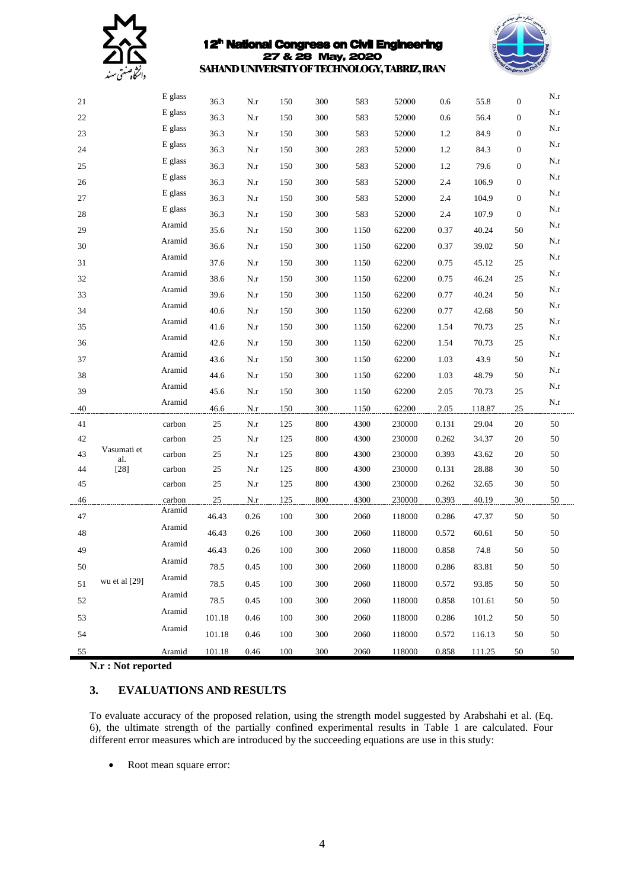| | | | | | | | | | | | |
|---|---|---|---|---|---|---|---|---|---|---|---|
| 21 | | E glass | 36.3 | N.r | 150 | 300 | 583 | 52000 | 0.6 | 55.8 | 0 | N.r |
| 22 | | E glass | 36.3 | N.r | 150 | 300 | 583 | 52000 | 0.6 | 56.4 | 0 | N.r |
| 23 | | E glass | 36.3 | N.r | 150 | 300 | 583 | 52000 | 1.2 | 84.9 | 0 | N.r |
| 24 | | E glass | 36.3 | N.r | 150 | 300 | 283 | 52000 | 1.2 | 84.3 | 0 | N.r |
| 25 | | E glass | 36.3 | N.r | 150 | 300 | 583 | 52000 | 1.2 | 79.6 | 0 | N.r |
| 26 | | E glass | 36.3 | N.r | 150 | 300 | 583 | 52000 | 2.4 | 106.9 | 0 | N.r |
| 27 | | E glass | 36.3 | N.r | 150 | 300 | 583 | 52000 | 2.4 | 104.9 | 0 | N.r |
| 28 | | E glass | 36.3 | N.r | 150 | 300 | 583 | 52000 | 2.4 | 107.9 | 0 | N.r |
| 29 | | Aramid | 35.6 | N.r | 150 | 300 | 1150 | 62200 | 0.37 | 40.24 | 50 | N.r |
| 30 | | Aramid | 36.6 | N.r | 150 | 300 | 1150 | 62200 | 0.37 | 39.02 | 50 | N.r |
| 31 | | Aramid | 37.6 | N.r | 150 | 300 | 1150 | 62200 | 0.75 | 45.12 | 25 | N.r |
| 32 | | Aramid | 38.6 | N.r | 150 | 300 | 1150 | 62200 | 0.75 | 46.24 | 25 | N.r |
| 33 | | Aramid | 39.6 | N.r | 150 | 300 | 1150 | 62200 | 0.77 | 40.24 | 50 | N.r |
| 34 | | Aramid | 40.6 | N.r | 150 | 300 | 1150 | 62200 | 0.77 | 42.68 | 50 | N.r |
| 35 | | Aramid | 41.6 | N.r | 150 | 300 | 1150 | 62200 | 1.54 | 70.73 | 25 | N.r |
| 36 | | Aramid | 42.6 | N.r | 150 | 300 | 1150 | 62200 | 1.54 | 70.73 | 25 | N.r |
| 37 | | Aramid | 43.6 | N.r | 150 | 300 | 1150 | 62200 | 1.03 | 43.9 | 50 | N.r |
| 38 | | Aramid | 44.6 | N.r | 150 | 300 | 1150 | 62200 | 1.03 | 48.79 | 50 | N.r |
| 39 | | Aramid | 45.6 | N.r | 150 | 300 | 1150 | 62200 | 2.05 | 70.73 | 25 | N.r |
| 40 | | Aramid | 46.6 | N.r | 150 | 300 | 1150 | 62200 | 2.05 | 118.87 | 25 | N.r |
| 41 | Vasumati et al. [28] | carbon | 25 | N.r | 125 | 800 | 4300 | 230000 | 0.131 | 29.04 | 20 | 50 |
| 42 | | carbon | 25 | N.r | 125 | 800 | 4300 | 230000 | 0.262 | 34.37 | 20 | 50 |
| 43 | | carbon | 25 | N.r | 125 | 800 | 4300 | 230000 | 0.393 | 43.62 | 20 | 50 |
| 44 | | carbon | 25 | N.r | 125 | 800 | 4300 | 230000 | 0.131 | 28.88 | 30 | 50 |
| 45 | | carbon | 25 | N.r | 125 | 800 | 4300 | 230000 | 0.262 | 32.65 | 30 | 50 |
| 46 | | carbon | 25 | N.r | 125 | 800 | 4300 | 230000 | 0.393 | 40.19 | 30 | 50 |
| 47 | wu et al [29] | Aramid | 46.43 | 0.26 | 100 | 300 | 2060 | 118000 | 0.286 | 47.37 | 50 | 50 |
| 48 | | Aramid | 46.43 | 0.26 | 100 | 300 | 2060 | 118000 | 0.572 | 60.61 | 50 | 50 |
| 49 | | Aramid | 46.43 | 0.26 | 100 | 300 | 2060 | 118000 | 0.858 | 74.8 | 50 | 50 |
| 50 | | Aramid | 78.5 | 0.45 | 100 | 300 | 2060 | 118000 | 0.286 | 83.81 | 50 | 50 |
| 51 | | Aramid | 78.5 | 0.45 | 100 | 300 | 2060 | 118000 | 0.572 | 93.85 | 50 | 50 |
| 52 | | Aramid | 78.5 | 0.45 | 100 | 300 | 2060 | 118000 | 0.858 | 101.61 | 50 | 50 |
| 53 | | Aramid | 101.18 | 0.46 | 100 | 300 | 2060 | 118000 | 0.286 | 101.2 | 50 | 50 |
| 54 | | Aramid | 101.18 | 0.46 | 100 | 300 | 2060 | 118000 | 0.572 | 116.13 | 50 | 50 |
| 55 | | Aramid | 101.18 | 0.46 | 100 | 300 | 2060 | 118000 | 0.858 | 111.25 | 50 | 50 |

**N.r : Not reported**

## 3. EVALUATIONS AND RESULTS

To evaluate accuracy of the proposed relation, using the strength model suggested by Arabshahi et al. (Eq. 6), the ultimate strength of the partially confined experimental results in Table 1 are calculated. Four different error measures which are introduced by the succeeding equations are use in this study:

- Root mean square error: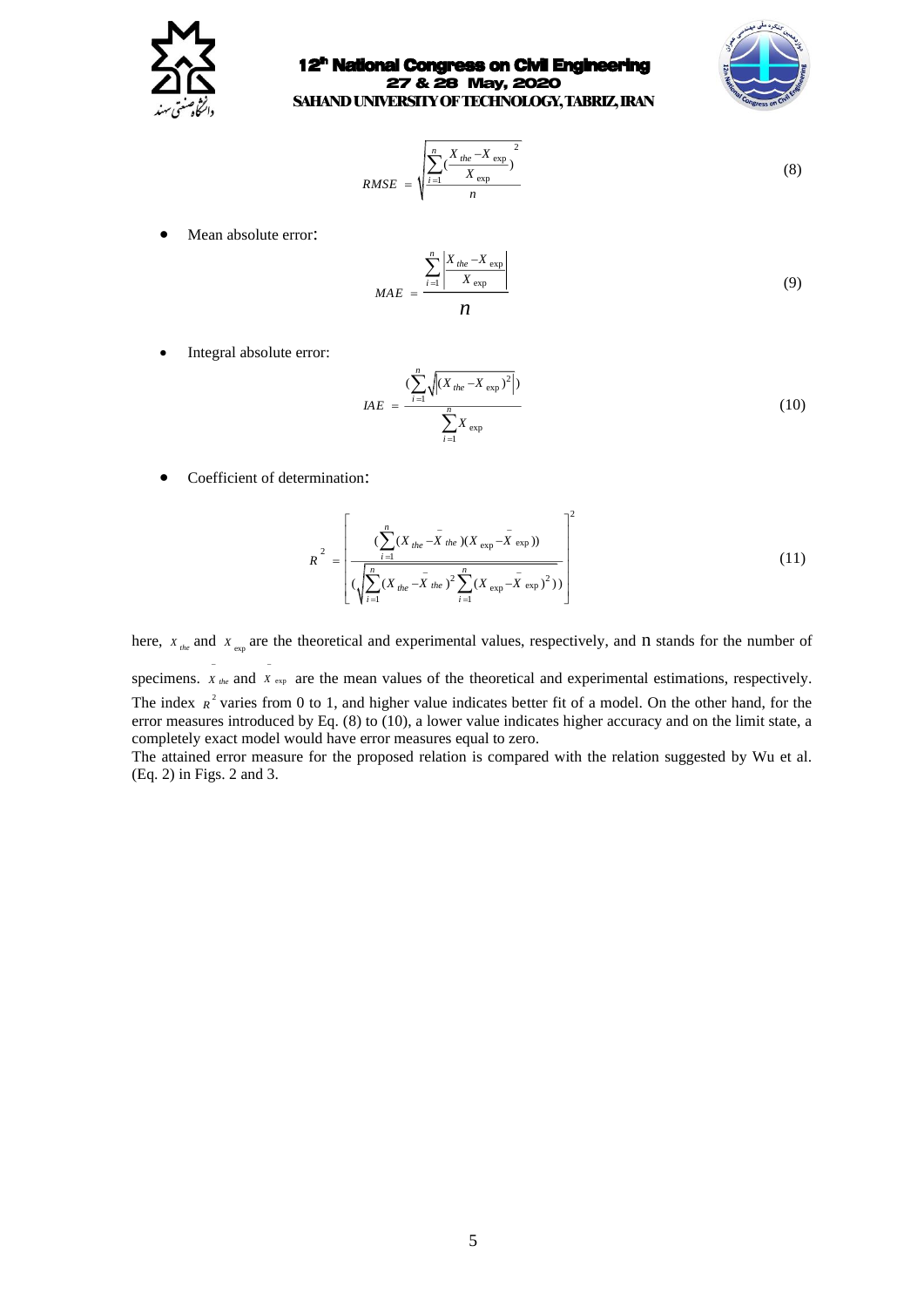$$RMSE = \sqrt{\frac{\sum_{i=1}^{n}\left(\frac{X_{the} - X_{exp}}{X_{exp}}\right)^{2}}{n}} \tag{8}$$

- Mean absolute error:

$$MAE = \frac{\sum_{i=1}^{n}\left|\frac{X_{the} - X_{exp}}{X_{exp}}\right|}{n} \tag{9}$$

- Integral absolute error:

$$IAE = \frac{\left(\sum_{i=1}^{n}\sqrt{\left|(X_{the} - X_{exp})^{2}\right|}\right)}{\sum_{i=1}^{n} X_{exp}} \tag{10}$$

- Coefficient of determination:

$$R^{2} = \left[\frac{\left(\sum_{i=1}^{n}(X_{the} - \bar{X}_{the})(X_{exp} - \bar{X}_{exp})\right)}{\left(\sqrt{\sum_{i=1}^{n}(X_{the} - \bar{X}_{the})^{2}\sum_{i=1}^{n}(X_{exp} - \bar{X}_{exp})^{2}}\right)}\right]^{2} \tag{11}$$

here, $X_{the}$ and $X_{exp}$ are the theoretical and experimental values, respectively, and n stands for the number of specimens. $\bar{X}_{the}$ and $\bar{X}_{exp}$ are the mean values of the theoretical and experimental estimations, respectively. The index $R^2$ varies from 0 to 1, and higher value indicates better fit of a model. On the other hand, for the error measures introduced by Eq. (8) to (10), a lower value indicates higher accuracy and on the limit state, a completely exact model would have error measures equal to zero.
The attained error measure for the proposed relation is compared with the relation suggested by Wu et al. (Eq. 2) in Figs. 2 and 3.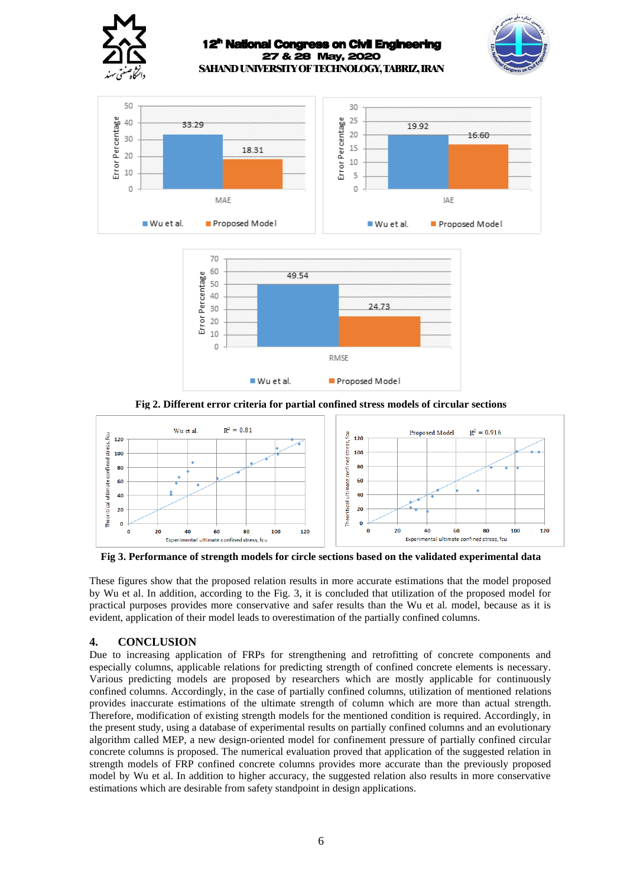Fig 2. Different error criteria for partial confined stress models of circular sections

Fig 3. Performance of strength models for circle sections based on the validated experimental data

These figures show that the proposed relation results in more accurate estimations that the model proposed by Wu et al. In addition, according to the Fig. 3, it is concluded that utilization of the proposed model for practical purposes provides more conservative and safer results than the Wu et al. model, because as it is evident, application of their model leads to overestimation of the partially confined columns.

## 4. CONCLUSION

Due to increasing application of FRPs for strengthening and retrofitting of concrete components and especially columns, applicable relations for predicting strength of confined concrete elements is necessary. Various predicting models are proposed by researchers which are mostly applicable for continuously confined columns. Accordingly, in the case of partially confined columns, utilization of mentioned relations provides inaccurate estimations of the ultimate strength of column which are more than actual strength. Therefore, modification of existing strength models for the mentioned condition is required. Accordingly, in the present study, using a database of experimental results on partially confined columns and an evolutionary algorithm called MEP, a new design-oriented model for confinement pressure of partially confined circular concrete columns is proposed. The numerical evaluation proved that application of the suggested relation in strength models of FRP confined concrete columns provides more accurate than the previously proposed model by Wu et al. In addition to higher accuracy, the suggested relation also results in more conservative estimations which are desirable from safety standpoint in design applications.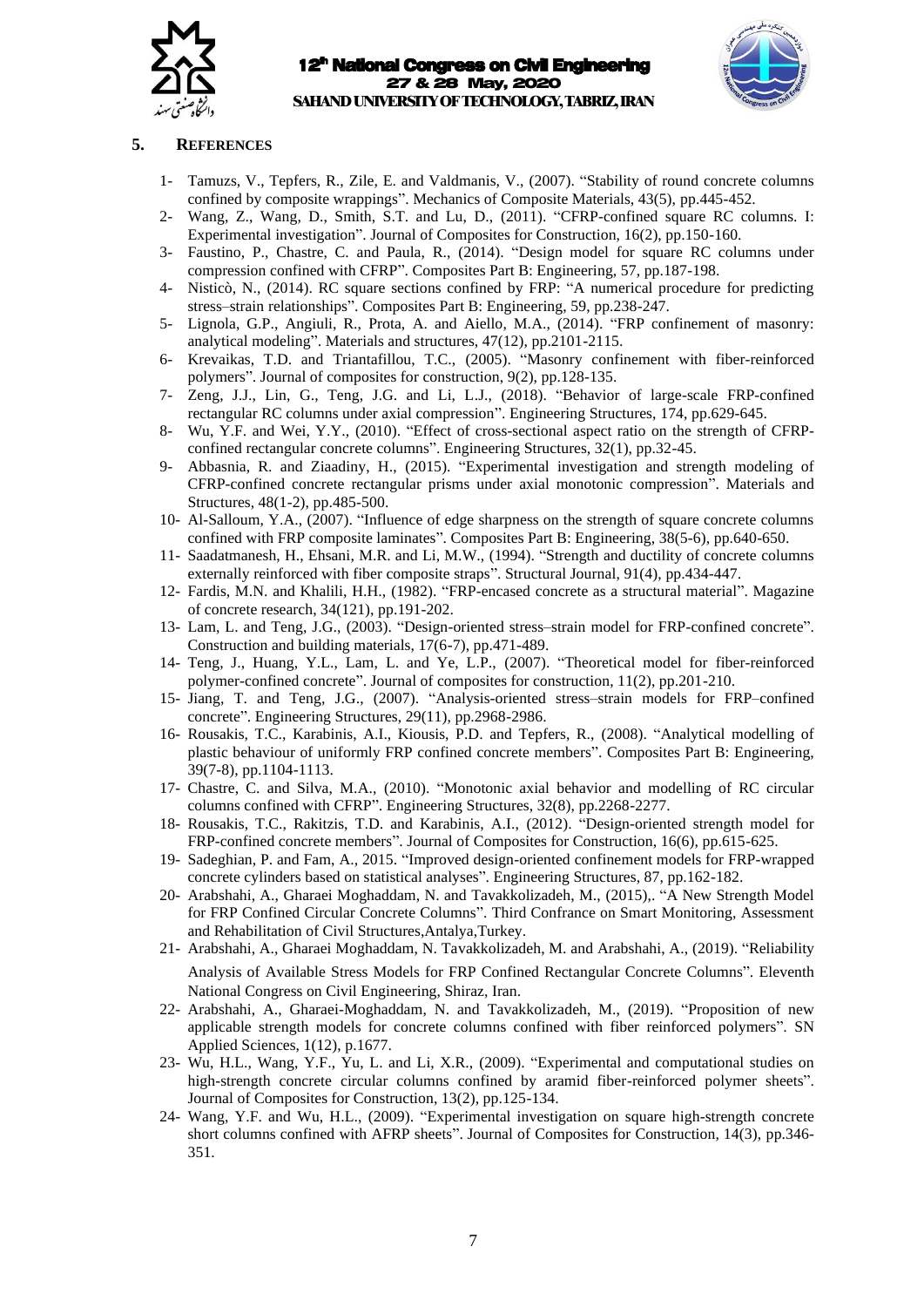## 5. References

1- Tamuzs, V., Tepfers, R., Zile, E. and Valdmanis, V., (2007). “Stability of round concrete columns confined by composite wrappings”. Mechanics of Composite Materials, 43(5), pp.445-452.

2- Wang, Z., Wang, D., Smith, S.T. and Lu, D., (2011). “CFRP-confined square RC columns. I: Experimental investigation”. Journal of Composites for Construction, 16(2), pp.150-160.

3- Faustino, P., Chastre, C. and Paula, R., (2014). “Design model for square RC columns under compression confined with CFRP”. Composites Part B: Engineering, 57, pp.187-198.

4- Nisticò, N., (2014). RC square sections confined by FRP: “A numerical procedure for predicting stress–strain relationships”. Composites Part B: Engineering, 59, pp.238-247.

5- Lignola, G.P., Angiuli, R., Prota, A. and Aiello, M.A., (2014). “FRP confinement of masonry: analytical modeling”. Materials and structures, 47(12), pp.2101-2115.

6- Krevaikas, T.D. and Triantafillou, T.C., (2005). “Masonry confinement with fiber-reinforced polymers”. Journal of composites for construction, 9(2), pp.128-135.

7- Zeng, J.J., Lin, G., Teng, J.G. and Li, L.J., (2018). “Behavior of large-scale FRP-confined rectangular RC columns under axial compression”. Engineering Structures, 174, pp.629-645.

8- Wu, Y.F. and Wei, Y.Y., (2010). “Effect of cross-sectional aspect ratio on the strength of CFRP-confined rectangular concrete columns”. Engineering Structures, 32(1), pp.32-45.

9- Abbasnia, R. and Ziaadiny, H., (2015). “Experimental investigation and strength modeling of CFRP-confined concrete rectangular prisms under axial monotonic compression”. Materials and Structures, 48(1-2), pp.485-500.

10- Al-Salloum, Y.A., (2007). “Influence of edge sharpness on the strength of square concrete columns confined with FRP composite laminates”. Composites Part B: Engineering, 38(5-6), pp.640-650.

11- Saadatmanesh, H., Ehsani, M.R. and Li, M.W., (1994). “Strength and ductility of concrete columns externally reinforced with fiber composite straps”. Structural Journal, 91(4), pp.434-447.

12- Fardis, M.N. and Khalili, H.H., (1982). “FRP-encased concrete as a structural material”. Magazine of concrete research, 34(121), pp.191-202.

13- Lam, L. and Teng, J.G., (2003). “Design-oriented stress–strain model for FRP-confined concrete”. Construction and building materials, 17(6-7), pp.471-489.

14- Teng, J., Huang, Y.L., Lam, L. and Ye, L.P., (2007). “Theoretical model for fiber-reinforced polymer-confined concrete”. Journal of composites for construction, 11(2), pp.201-210.

15- Jiang, T. and Teng, J.G., (2007). “Analysis-oriented stress–strain models for FRP–confined concrete”. Engineering Structures, 29(11), pp.2968-2986.

16- Rousakis, T.C., Karabinis, A.I., Kiousis, P.D. and Tepfers, R., (2008). “Analytical modelling of plastic behaviour of uniformly FRP confined concrete members”. Composites Part B: Engineering, 39(7-8), pp.1104-1113.

17- Chastre, C. and Silva, M.A., (2010). “Monotonic axial behavior and modelling of RC circular columns confined with CFRP”. Engineering Structures, 32(8), pp.2268-2277.

18- Rousakis, T.C., Rakitzis, T.D. and Karabinis, A.I., (2012). “Design-oriented strength model for FRP-confined concrete members”. Journal of Composites for Construction, 16(6), pp.615-625.

19- Sadeghian, P. and Fam, A., 2015. “Improved design-oriented confinement models for FRP-wrapped concrete cylinders based on statistical analyses”. Engineering Structures, 87, pp.162-182.

20- Arabshahi, A., Gharaei Moghaddam, N. and Tavakkolizadeh, M., (2015),. “A New Strength Model for FRP Confined Circular Concrete Columns”. Third Confrance on Smart Monitoring, Assessment and Rehabilitation of Civil Structures,Antalya,Turkey.

21- Arabshahi, A., Gharaei Moghaddam, N. Tavakkolizadeh, M. and Arabshahi, A., (2019). “Reliability Analysis of Available Stress Models for FRP Confined Rectangular Concrete Columns”. Eleventh National Congress on Civil Engineering, Shiraz, Iran.

22- Arabshahi, A., Gharaei-Moghaddam, N. and Tavakkolizadeh, M., (2019). “Proposition of new applicable strength models for concrete columns confined with fiber reinforced polymers”. SN Applied Sciences, 1(12), p.1677.

23- Wu, H.L., Wang, Y.F., Yu, L. and Li, X.R., (2009). “Experimental and computational studies on high-strength concrete circular columns confined by aramid fiber-reinforced polymer sheets”. Journal of Composites for Construction, 13(2), pp.125-134.

24- Wang, Y.F. and Wu, H.L., (2009). “Experimental investigation on square high-strength concrete short columns confined with AFRP sheets”. Journal of Composites for Construction, 14(3), pp.346-351.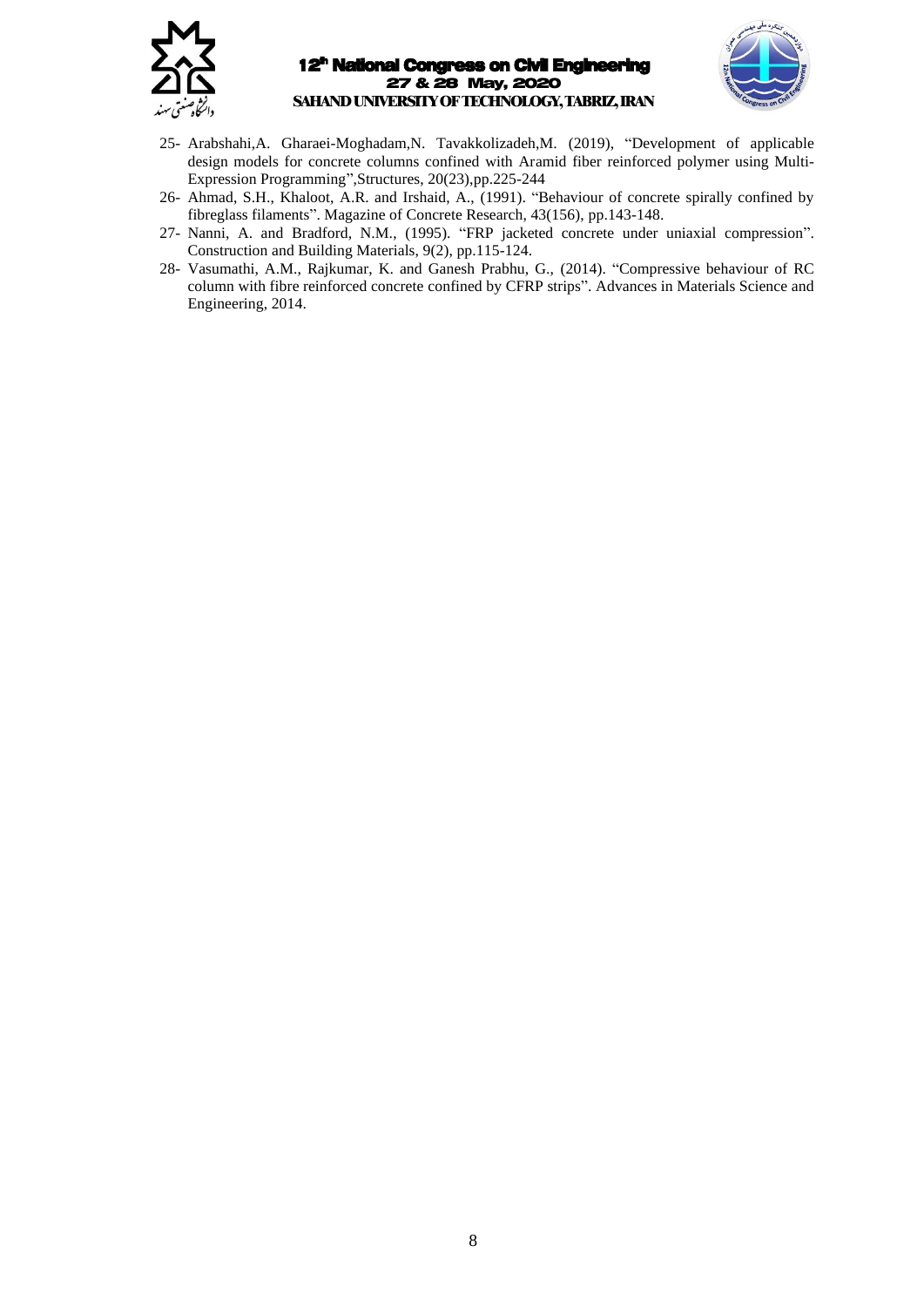25- Arabshahi,A. Gharaei-Moghadam,N. Tavakkolizadeh,M. (2019), "Development of applicable design models for concrete columns confined with Aramid fiber reinforced polymer using Multi-Expression Programming",Structures, 20(23),pp.225-244

26- Ahmad, S.H., Khaloot, A.R. and Irshaid, A., (1991). "Behaviour of concrete spirally confined by fibreglass filaments". Magazine of Concrete Research, 43(156), pp.143-148.

27- Nanni, A. and Bradford, N.M., (1995). "FRP jacketed concrete under uniaxial compression". Construction and Building Materials, 9(2), pp.115-124.

28- Vasumathi, A.M., Rajkumar, K. and Ganesh Prabhu, G., (2014). "Compressive behaviour of RC column with fibre reinforced concrete confined by CFRP strips". Advances in Materials Science and Engineering, 2014.